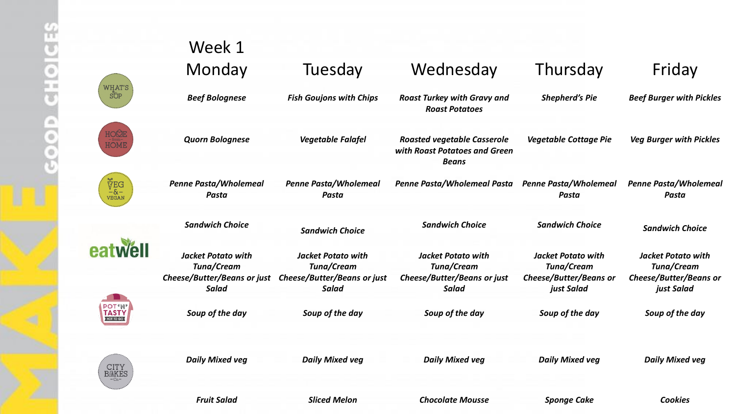# Week 1

| | Monday | Tuesday | Wednesday | Thursday | Friday |
|---|---|---|---|---|---|
| What's Up | *Beef Bolognese* | *Fish Goujons with Chips* | *Roast Turkey with Gravy and Roast Potatoes* | *Shepherd's Pie* | *Beef Burger with Pickles* |
| Home from Home | *Quorn Bolognese* | *Vegetable Falafel* | *Roasted vegetable Casserole with Roast Potatoes and Green Beans* | *Vegetable Cottage Pie* | *Veg Burger with Pickles* |
| Veg & Vegan | *Penne Pasta/Wholemeal Pasta* | *Penne Pasta/Wholemeal Pasta* | *Penne Pasta/Wholemeal Pasta* | *Penne Pasta/Wholemeal Pasta* | *Penne Pasta/Wholemeal Pasta* |
| eatwell | *Sandwich Choice* | *Sandwich Choice* | *Sandwich Choice* | *Sandwich Choice* | *Sandwich Choice* |
| | *Jacket Potato with Tuna/Cream Cheese/Butter/Beans or just Salad* | *Jacket Potato with Tuna/Cream Cheese/Butter/Beans or just Salad* | *Jacket Potato with Tuna/Cream Cheese/Butter/Beans or just Salad* | *Jacket Potato with Tuna/Cream Cheese/Butter/Beans or just Salad* | *Jacket Potato with Tuna/Cream Cheese/Butter/Beans or just Salad* |
| Pot 'n' Tasty | *Soup of the day* | *Soup of the day* | *Soup of the day* | *Soup of the day* | *Soup of the day* |
| | *Daily Mixed veg* | *Daily Mixed veg* | *Daily Mixed veg* | *Daily Mixed veg* | *Daily Mixed veg* |
| City Bakes | *Fruit Salad* | *Sliced Melon* | *Chocolate Mousse* | *Sponge Cake* | *Cookies* |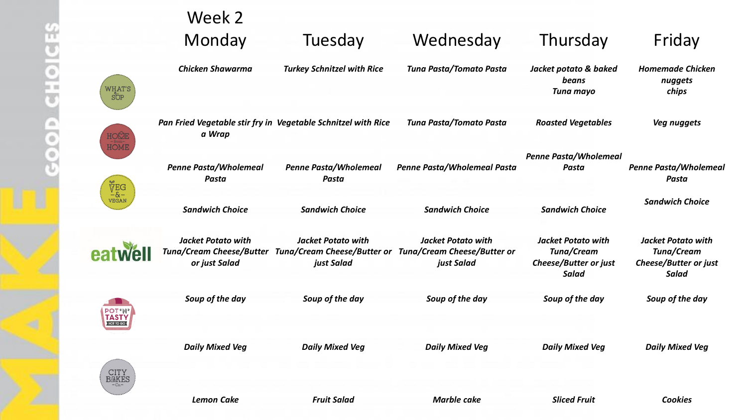# Week 2

| | Monday | Tuesday | Wednesday | Thursday | Friday |
|---|---|---|---|---|---|
| WHAT'S SUP | *Chicken Shawarma* | *Turkey Schnitzel with Rice* | *Tuna Pasta/Tomato Pasta* | *Jacket potato & baked beans Tuna mayo* | *Homemade Chicken nuggets chips* |
| HOME from HOME | *Pan Fried Vegetable stir fry in a Wrap* | *Vegetable Schnitzel with Rice* | *Tuna Pasta/Tomato Pasta* | *Roasted Vegetables* | *Veg nuggets* |
| VEG & VEGAN | *Penne Pasta/Wholemeal Pasta* | *Penne Pasta/Wholemeal Pasta* | *Penne Pasta/Wholemeal Pasta* | *Penne Pasta/Wholemeal Pasta* | *Penne Pasta/Wholemeal Pasta* |
| | *Sandwich Choice* | *Sandwich Choice* | *Sandwich Choice* | *Sandwich Choice* | *Sandwich Choice* |
| eatwell | *Jacket Potato with Tuna/Cream Cheese/Butter or just Salad* | *Jacket Potato with Tuna/Cream Cheese/Butter or just Salad* | *Jacket Potato with Tuna/Cream Cheese/Butter or just Salad* | *Jacket Potato with Tuna/Cream Cheese/Butter or just Salad* | *Jacket Potato with Tuna/Cream Cheese/Butter or just Salad* |
| POT 'N' TASTY | *Soup of the day* | *Soup of the day* | *Soup of the day* | *Soup of the day* | *Soup of the day* |
| | *Daily Mixed Veg* | *Daily Mixed Veg* | *Daily Mixed Veg* | *Daily Mixed Veg* | *Daily Mixed Veg* |
| CITY BAKES Co. | *Lemon Cake* | *Fruit Salad* | *Marble cake* | *Sliced Fruit* | *Cookies* |

MAKE GOOD CHOICES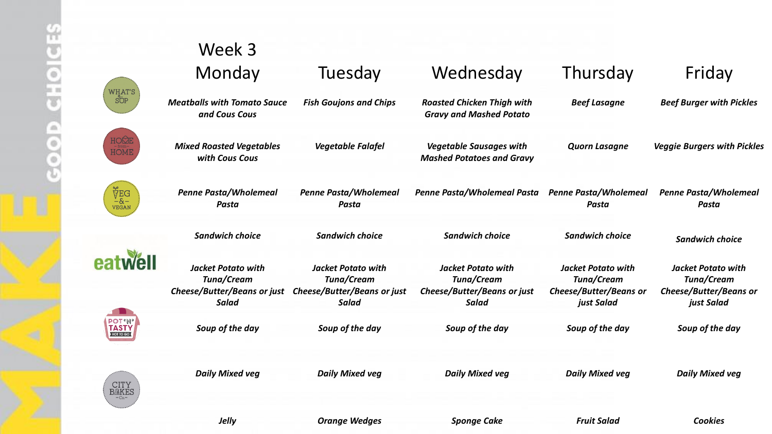## Week 3

| | Monday | Tuesday | Wednesday | Thursday | Friday |
|---|---|---|---|---|---|
| WHAT'S the SUP | *Meatballs with Tomato Sauce and Cous Cous* | *Fish Goujons and Chips* | *Roasted Chicken Thigh with Gravy and Mashed Potato* | *Beef Lasagne* | *Beef Burger with Pickles* |
| HOME from HOME | *Mixed Roasted Vegetables with Cous Cous* | *Vegetable Falafel* | *Vegetable Sausages with Mashed Potatoes and Gravy* | *Quorn Lasagne* | *Veggie Burgers with Pickles* |
| VEG & VEGAN | *Penne Pasta/Wholemeal Pasta* | *Penne Pasta/Wholemeal Pasta* | *Penne Pasta/Wholemeal Pasta* | *Penne Pasta/Wholemeal Pasta* | *Penne Pasta/Wholemeal Pasta* |
| eatwell | *Sandwich choice* | *Sandwich choice* | *Sandwich choice* | *Sandwich choice* | *Sandwich choice* |
| | *Jacket Potato with Tuna/Cream Cheese/Butter/Beans or just Salad* | *Jacket Potato with Tuna/Cream Cheese/Butter/Beans or just Salad* | *Jacket Potato with Tuna/Cream Cheese/Butter/Beans or just Salad* | *Jacket Potato with Tuna/Cream Cheese/Butter/Beans or just Salad* | *Jacket Potato with Tuna/Cream Cheese/Butter/Beans or just Salad* |
| POT 'N' TASTY HOT TO GO | *Soup of the day* | *Soup of the day* | *Soup of the day* | *Soup of the day* | *Soup of the day* |
| | *Daily Mixed veg* | *Daily Mixed veg* | *Daily Mixed veg* | *Daily Mixed veg* | *Daily Mixed veg* |
| CITY BAKES Co. | *Jelly* | *Orange Wedges* | *Sponge Cake* | *Fruit Salad* | *Cookies* |

MAKE GOOD CHOICES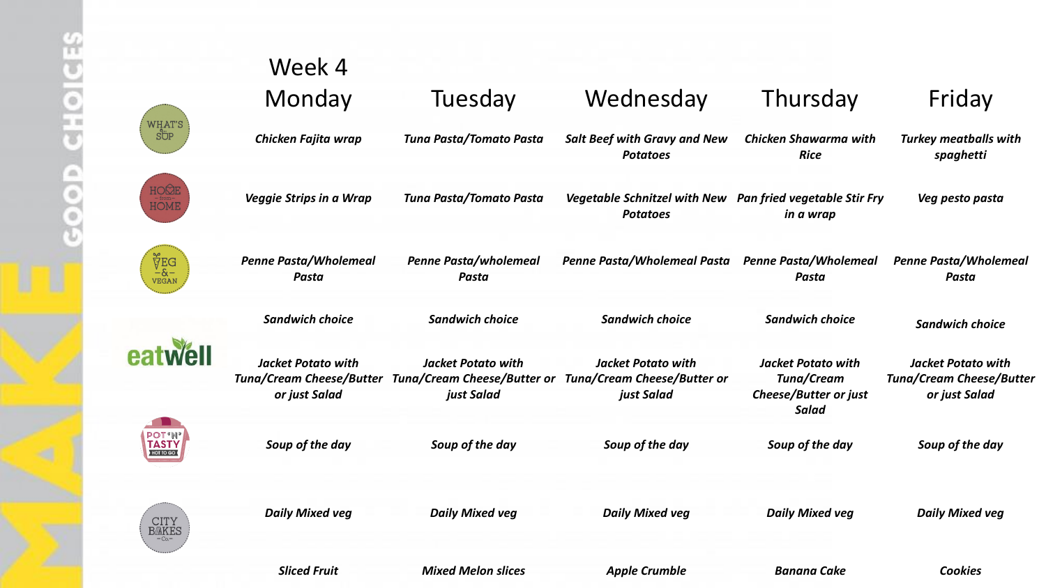## Week 4

| | Monday | Tuesday | Wednesday | Thursday | Friday |
|---|---|---|---|---|---|
| WHAT'S the SOUP | *Chicken Fajita wrap* | *Tuna Pasta/Tomato Pasta* | *Salt Beef with Gravy and New Potatoes* | *Chicken Shawarma with Rice* | *Turkey meatballs with spaghetti* |
| HOME from HOME | *Veggie Strips in a Wrap* | *Tuna Pasta/Tomato Pasta* | *Vegetable Schnitzel with New Potatoes* | *Pan fried vegetable Stir Fry in a wrap* | *Veg pesto pasta* |
| VEG & VEGAN | *Penne Pasta/Wholemeal Pasta* | *Penne Pasta/wholemeal Pasta* | *Penne Pasta/Wholemeal Pasta* | *Penne Pasta/Wholemeal Pasta* | *Penne Pasta/Wholemeal Pasta* |
| eatwell | *Sandwich choice* | *Sandwich choice* | *Sandwich choice* | *Sandwich choice* | *Sandwich choice* |
| | *Jacket Potato with Tuna/Cream Cheese/Butter or just Salad* | *Jacket Potato with Tuna/Cream Cheese/Butter or just Salad* | *Jacket Potato with Tuna/Cream Cheese/Butter or just Salad* | *Jacket Potato with Tuna/Cream Cheese/Butter or just Salad* | *Jacket Potato with Tuna/Cream Cheese/Butter or just Salad* |
| POT 'N' TASTY HOT TO GO | *Soup of the day* | *Soup of the day* | *Soup of the day* | *Soup of the day* | *Soup of the day* |
| | *Daily Mixed veg* | *Daily Mixed veg* | *Daily Mixed veg* | *Daily Mixed veg* | *Daily Mixed veg* |
| CITY BAKES Co. | *Sliced Fruit* | *Mixed Melon slices* | *Apple Crumble* | *Banana Cake* | *Cookies* |

MAKE GOOD CHOICES